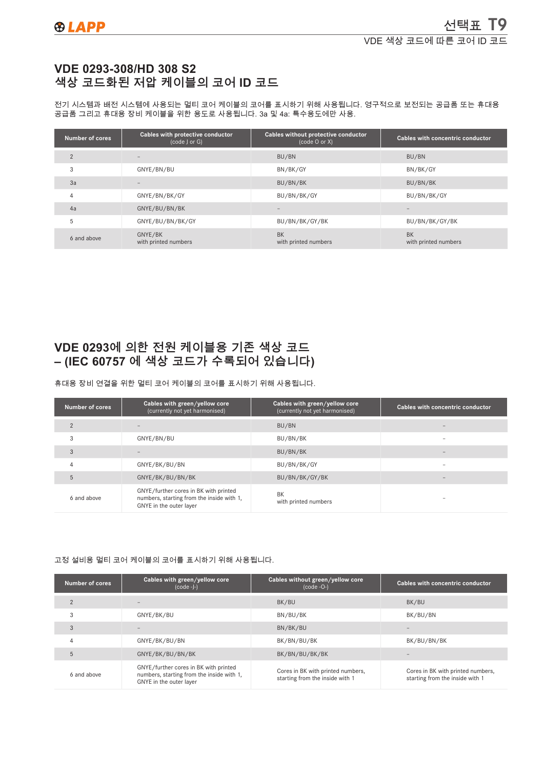# VDE 0293-308/HD 308 S2
# 색상 코드화된 저압 케이블의 코어 ID 코드

전기 시스템과 배전 시스템에 사용되는 멀티 코어 케이블의 코어를 표시하기 위해 사용됩니다. 영구적으로 보전되는 공급품 또는 휴대용 공급품 그리고 휴대용 장비 케이블을 위한 용도로 사용됩니다. 3a 및 4a: 특수용도에만 사용.

| Number of cores | Cables with protective conductor (code J or G) | Cables without protective conductor (code O or X) | Cables with concentric conductor |
|---|---|---|---|
| 2 | – | BU/BN | BU/BN |
| 3 | GNYE/BN/BU | BN/BK/GY | BN/BK/GY |
| 3a | – | BU/BN/BK | BU/BN/BK |
| 4 | GNYE/BN/BK/GY | BU/BN/BK/GY | BU/BN/BK/GY |
| 4a | GNYE/BU/BN/BK | – | – |
| 5 | GNYE/BU/BN/BK/GY | BU/BN/BK/GY/BK | BU/BN/BK/GY/BK |
| 6 and above | GNYE/BK with printed numbers | BK with printed numbers | BK with printed numbers |

# VDE 0293에 의한 전원 케이블용 기존 색상 코드 – (IEC 60757 에 색상 코드가 수록되어 있습니다)

휴대용 장비 연결을 위한 멀티 코어 케이블의 코어를 표시하기 위해 사용됩니다.

| Number of cores | Cables with green/yellow core (currently not yet harmonised) | Cables with green/yellow core (currently not yet harmonised) | Cables with concentric conductor |
|---|---|---|---|
| 2 | – | BU/BN | – |
| 3 | GNYE/BN/BU | BU/BN/BK | – |
| 3 | – | BU/BN/BK | – |
| 4 | GNYE/BK/BU/BN | BU/BN/BK/GY | – |
| 5 | GNYE/BK/BU/BN/BK | BU/BN/BK/GY/BK | – |
| 6 and above | GNYE/further cores in BK with printed numbers, starting from the inside with 1, GNYE in the outer layer | BK with printed numbers | – |

고정 설비용 멀티 코어 케이블의 코어를 표시하기 위해 사용됩니다.

| Number of cores | Cables with green/yellow core (code -J-) | Cables without green/yellow core (code -O-) | Cables with concentric conductor |
|---|---|---|---|
| 2 | – | BK/BU | BK/BU |
| 3 | GNYE/BK/BU | BN/BU/BK | BK/BU/BN |
| 3 | – | BN/BK/BU | – |
| 4 | GNYE/BK/BU/BN | BK/BN/BU/BK | BK/BU/BN/BK |
| 5 | GNYE/BK/BU/BN/BK | BK/BN/BU/BK/BK | – |
| 6 and above | GNYE/further cores in BK with printed numbers, starting from the inside with 1, GNYE in the outer layer | Cores in BK with printed numbers, starting from the inside with 1 | Cores in BK with printed numbers, starting from the inside with 1 |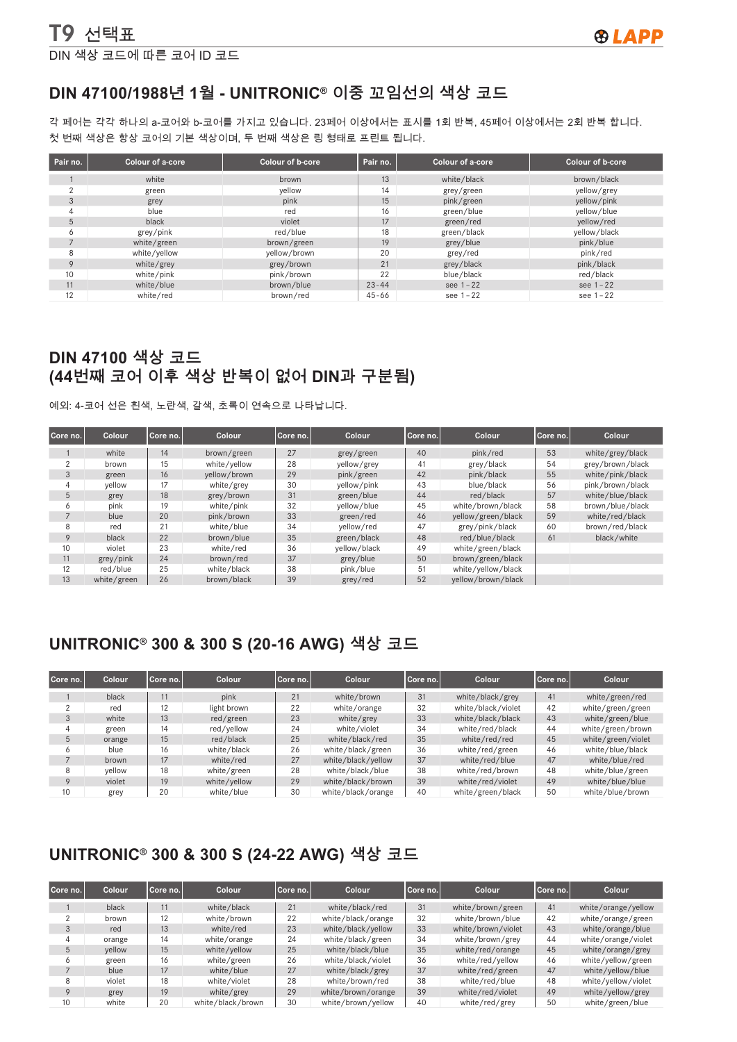# T9 선택표

DIN 색상 코드에 따른 코어 ID 코드

## DIN 47100/1988년 1월 - UNITRONIC® 이중 꼬임선의 색상 코드

각 페어는 각각 하나의 a-코어와 b-코어를 가지고 있습니다. 23페어 이상에서는 표시를 1회 반복, 45페어 이상에서는 2회 반복 합니다. 첫 번째 색상은 항상 코어의 기본 색상이며, 두 번째 색상은 링 형태로 프린트 됩니다.

| Pair no. | Colour of a-core | Colour of b-core | Pair no. | Colour of a-core | Colour of b-core |
|---|---|---|---|---|---|
| 1 | white | brown | 13 | white/black | brown/black |
| 2 | green | yellow | 14 | grey/green | yellow/grey |
| 3 | grey | pink | 15 | pink/green | yellow/pink |
| 4 | blue | red | 16 | green/blue | yellow/blue |
| 5 | black | violet | 17 | green/red | yellow/red |
| 6 | grey/pink | red/blue | 18 | green/black | yellow/black |
| 7 | white/green | brown/green | 19 | grey/blue | pink/blue |
| 8 | white/yellow | yellow/brown | 20 | grey/red | pink/red |
| 9 | white/grey | grey/brown | 21 | grey/black | pink/black |
| 10 | white/pink | pink/brown | 22 | blue/black | red/black |
| 11 | white/blue | brown/blue | 23-44 | see 1-22 | see 1-22 |
| 12 | white/red | brown/red | 45-66 | see 1-22 | see 1-22 |

## DIN 47100 색상 코드 (44번째 코어 이후 색상 반복이 없어 DIN과 구분됨)

예외: 4-코어 선은 흰색, 노란색, 갈색, 초록이 연속으로 나타납니다.

| Core no. | Colour | Core no. | Colour | Core no. | Colour | Core no. | Colour | Core no. | Colour |
|---|---|---|---|---|---|---|---|---|---|
| 1 | white | 14 | brown/green | 27 | grey/green | 40 | pink/red | 53 | white/grey/black |
| 2 | brown | 15 | white/yellow | 28 | yellow/grey | 41 | grey/black | 54 | grey/brown/black |
| 3 | green | 16 | yellow/brown | 29 | pink/green | 42 | pink/black | 55 | white/pink/black |
| 4 | yellow | 17 | white/grey | 30 | yellow/pink | 43 | blue/black | 56 | pink/brown/black |
| 5 | grey | 18 | grey/brown | 31 | green/blue | 44 | red/black | 57 | white/blue/black |
| 6 | pink | 19 | white/pink | 32 | yellow/blue | 45 | white/brown/black | 58 | brown/blue/black |
| 7 | blue | 20 | pink/brown | 33 | green/red | 46 | yellow/green/black | 59 | white/red/black |
| 8 | red | 21 | white/blue | 34 | yellow/red | 47 | grey/pink/black | 60 | brown/red/black |
| 9 | black | 22 | brown/blue | 35 | green/black | 48 | red/blue/black | 61 | black/white |
| 10 | violet | 23 | white/red | 36 | yellow/black | 49 | white/green/black | | |
| 11 | grey/pink | 24 | brown/red | 37 | grey/blue | 50 | brown/green/black | | |
| 12 | red/blue | 25 | white/black | 38 | pink/blue | 51 | white/yellow/black | | |
| 13 | white/green | 26 | brown/black | 39 | grey/red | 52 | yellow/brown/black | | |

## UNITRONIC® 300 & 300 S (20-16 AWG) 색상 코드

| Core no. | Colour | Core no. | Colour | Core no. | Colour | Core no. | Colour | Core no. | Colour |
|---|---|---|---|---|---|---|---|---|---|
| 1 | black | 11 | pink | 21 | white/brown | 31 | white/black/grey | 41 | white/green/red |
| 2 | red | 12 | light brown | 22 | white/orange | 32 | white/black/violet | 42 | white/green/green |
| 3 | white | 13 | red/green | 23 | white/grey | 33 | white/black/black | 43 | white/green/blue |
| 4 | green | 14 | red/yellow | 24 | white/violet | 34 | white/red/black | 44 | white/green/brown |
| 5 | orange | 15 | red/black | 25 | white/black/red | 35 | white/red/red | 45 | white/green/violet |
| 6 | blue | 16 | white/black | 26 | white/black/green | 36 | white/red/green | 46 | white/blue/black |
| 7 | brown | 17 | white/red | 27 | white/black/yellow | 37 | white/red/blue | 47 | white/blue/red |
| 8 | yellow | 18 | white/green | 28 | white/black/blue | 38 | white/red/brown | 48 | white/blue/green |
| 9 | violet | 19 | white/yellow | 29 | white/black/brown | 39 | white/red/violet | 49 | white/blue/blue |
| 10 | grey | 20 | white/blue | 30 | white/black/orange | 40 | white/green/black | 50 | white/blue/brown |

## UNITRONIC® 300 & 300 S (24-22 AWG) 색상 코드

| Core no. | Colour | Core no. | Colour | Core no. | Colour | Core no. | Colour | Core no. | Colour |
|---|---|---|---|---|---|---|---|---|---|
| 1 | black | 11 | white/black | 21 | white/black/red | 31 | white/brown/green | 41 | white/orange/yellow |
| 2 | brown | 12 | white/brown | 22 | white/black/orange | 32 | white/brown/blue | 42 | white/orange/green |
| 3 | red | 13 | white/red | 23 | white/black/yellow | 33 | white/brown/violet | 43 | white/orange/blue |
| 4 | orange | 14 | white/orange | 24 | white/black/green | 34 | white/brown/grey | 44 | white/orange/violet |
| 5 | yellow | 15 | white/yellow | 25 | white/black/blue | 35 | white/red/orange | 45 | white/orange/grey |
| 6 | green | 16 | white/green | 26 | white/black/violet | 36 | white/red/yellow | 46 | white/yellow/green |
| 7 | blue | 17 | white/blue | 27 | white/black/grey | 37 | white/red/green | 47 | white/yellow/blue |
| 8 | violet | 18 | white/violet | 28 | white/brown/red | 38 | white/red/blue | 48 | white/yellow/violet |
| 9 | grey | 19 | white/grey | 29 | white/brown/orange | 39 | white/red/violet | 49 | white/yellow/grey |
| 10 | white | 20 | white/black/brown | 30 | white/brown/yellow | 40 | white/red/grey | 50 | white/green/blue |